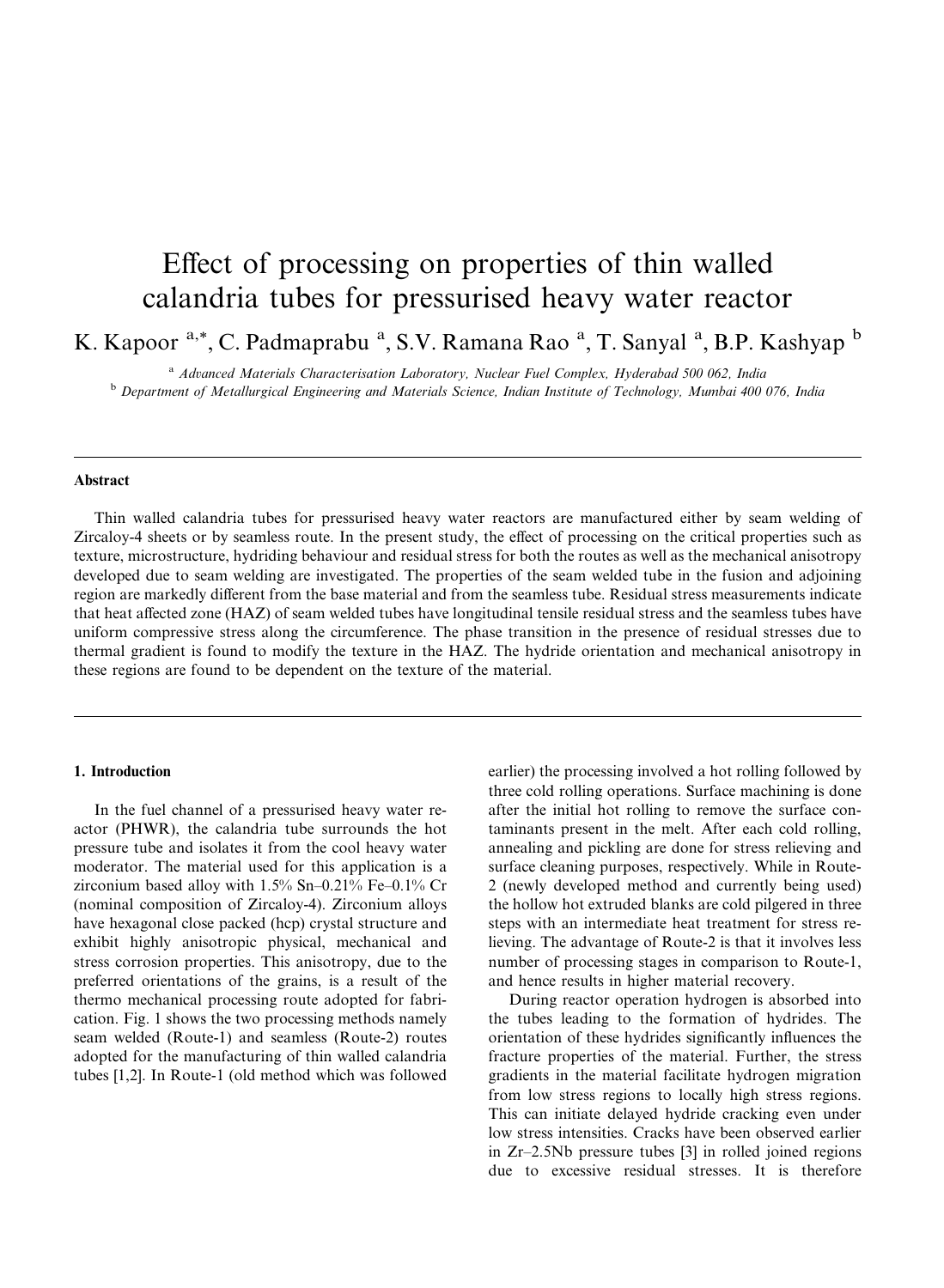# Effect of processing on properties of thin walled calandria tubes for pressurised heavy water reactor

K. Kapoor [a,*], C. Padmaprabu [a], S.V. Ramana Rao [a], T. Sanyal [a], B.P. Kashyap [b]

[a] *Advanced Materials Characterisation Laboratory, Nuclear Fuel Complex, Hyderabad 500 062, India*

[b] *Department of Metallurgical Engineering and Materials Science, Indian Institute of Technology, Mumbai 400 076, India*

## Abstract

Thin walled calandria tubes for pressurised heavy water reactors are manufactured either by seam welding of Zircaloy-4 sheets or by seamless route. In the present study, the effect of processing on the critical properties such as texture, microstructure, hydriding behaviour and residual stress for both the routes as well as the mechanical anisotropy developed due to seam welding are investigated. The properties of the seam welded tube in the fusion and adjoining region are markedly different from the base material and from the seamless tube. Residual stress measurements indicate that heat affected zone (HAZ) of seam welded tubes have longitudinal tensile residual stress and the seamless tubes have uniform compressive stress along the circumference. The phase transition in the presence of residual stresses due to thermal gradient is found to modify the texture in the HAZ. The hydride orientation and mechanical anisotropy in these regions are found to be dependent on the texture of the material.

## 1. Introduction

In the fuel channel of a pressurised heavy water reactor (PHWR), the calandria tube surrounds the hot pressure tube and isolates it from the cool heavy water moderator. The material used for this application is a zirconium based alloy with 1.5% Sn–0.21% Fe–0.1% Cr (nominal composition of Zircaloy-4). Zirconium alloys have hexagonal close packed (hcp) crystal structure and exhibit highly anisotropic physical, mechanical and stress corrosion properties. This anisotropy, due to the preferred orientations of the grains, is a result of the thermo mechanical processing route adopted for fabrication. Fig. 1 shows the two processing methods namely seam welded (Route-1) and seamless (Route-2) routes adopted for the manufacturing of thin walled calandria tubes [1,2]. In Route-1 (old method which was followed earlier) the processing involved a hot rolling followed by three cold rolling operations. Surface machining is done after the initial hot rolling to remove the surface contaminants present in the melt. After each cold rolling, annealing and pickling are done for stress relieving and surface cleaning purposes, respectively. While in Route-2 (newly developed method and currently being used) the hollow hot extruded blanks are cold pilgered in three steps with an intermediate heat treatment for stress relieving. The advantage of Route-2 is that it involves less number of processing stages in comparison to Route-1, and hence results in higher material recovery.

During reactor operation hydrogen is absorbed into the tubes leading to the formation of hydrides. The orientation of these hydrides significantly influences the fracture properties of the material. Further, the stress gradients in the material facilitate hydrogen migration from low stress regions to locally high stress regions. This can initiate delayed hydride cracking even under low stress intensities. Cracks have been observed earlier in Zr–2.5Nb pressure tubes [3] in rolled joined regions due to excessive residual stresses. It is therefore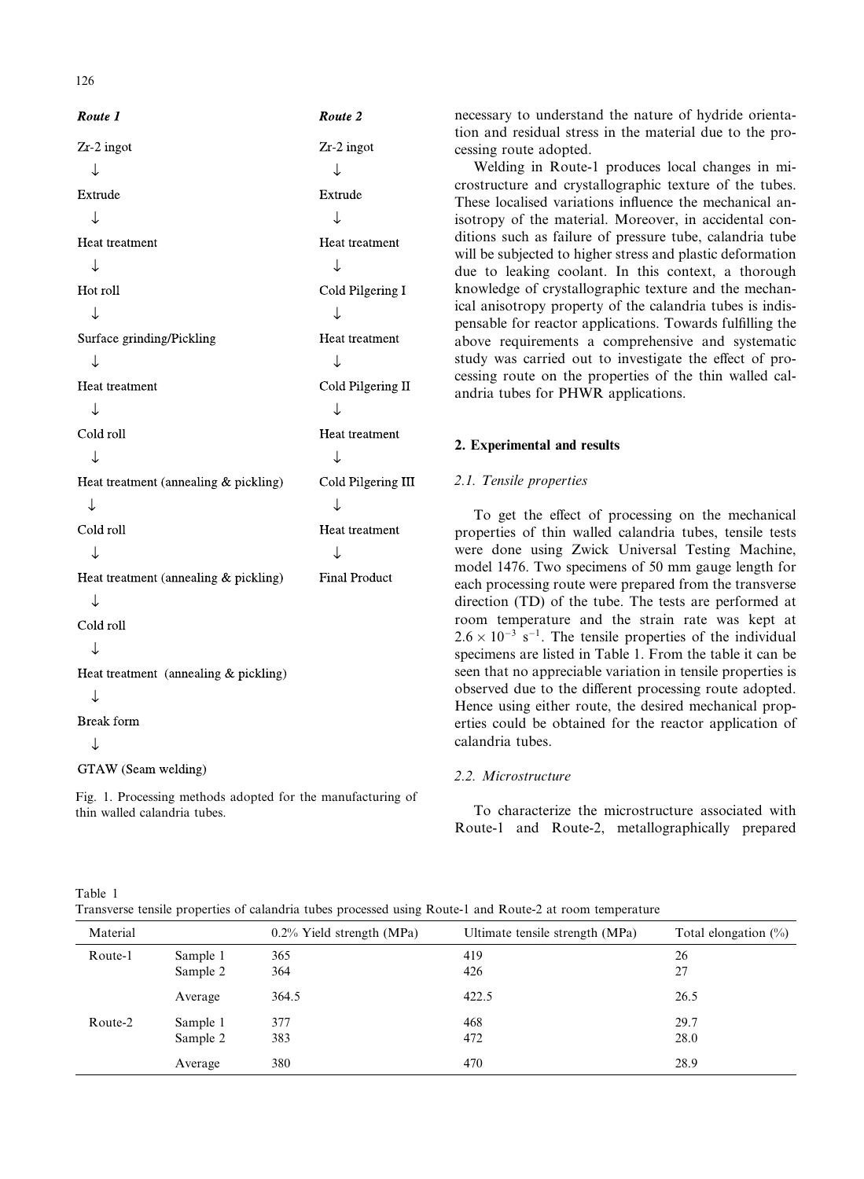**Route 1**

Zr-2 ingot
↓
Extrude
↓
Heat treatment
↓
Hot roll
↓
Surface grinding/Pickling
↓
Heat treatment
↓
Cold roll
↓
Heat treatment (annealing & pickling)
↓
Cold roll
↓
Heat treatment (annealing & pickling)
↓
Cold roll
↓
Heat treatment (annealing & pickling)
↓
Break form
↓
GTAW (Seam welding)

**Route 2**

Zr-2 ingot
↓
Extrude
↓
Heat treatment
↓
Cold Pilgering I
↓
Heat treatment
↓
Cold Pilgering II
↓
Heat treatment
↓
Cold Pilgering III
↓
Heat treatment
↓
Final Product

Fig. 1. Processing methods adopted for the manufacturing of thin walled calandria tubes.

necessary to understand the nature of hydride orientation and residual stress in the material due to the processing route adopted.

Welding in Route-1 produces local changes in microstructure and crystallographic texture of the tubes. These localised variations influence the mechanical anisotropy of the material. Moreover, in accidental conditions such as failure of pressure tube, calandria tube will be subjected to higher stress and plastic deformation due to leaking coolant. In this context, a thorough knowledge of crystallographic texture and the mechanical anisotropy property of the calandria tubes is indispensable for reactor applications. Towards fulfilling the above requirements a comprehensive and systematic study was carried out to investigate the effect of processing route on the properties of the thin walled calandria tubes for PHWR applications.

## 2. Experimental and results

### 2.1. Tensile properties

To get the effect of processing on the mechanical properties of thin walled calandria tubes, tensile tests were done using Zwick Universal Testing Machine, model 1476. Two specimens of 50 mm gauge length for each processing route were prepared from the transverse direction (TD) of the tube. The tests are performed at room temperature and the strain rate was kept at $2.6 \times 10^{-3}$ $s^{-1}$. The tensile properties of the individual specimens are listed in Table 1. From the table it can be seen that no appreciable variation in tensile properties is observed due to the different processing route adopted. Hence using either route, the desired mechanical properties could be obtained for the reactor application of calandria tubes.

### 2.2. Microstructure

To characterize the microstructure associated with Route-1 and Route-2, metallographically prepared

Table 1
Transverse tensile properties of calandria tubes processed using Route-1 and Route-2 at room temperature

| Material | | 0.2% Yield strength (MPa) | Ultimate tensile strength (MPa) | Total elongation (%) |
|---|---|---|---|---|
| Route-1 | Sample 1 | 365 | 419 | 26 |
| | Sample 2 | 364 | 426 | 27 |
| | Average | 364.5 | 422.5 | 26.5 |
| Route-2 | Sample 1 | 377 | 468 | 29.7 |
| | Sample 2 | 383 | 472 | 28.0 |
| | Average | 380 | 470 | 28.9 |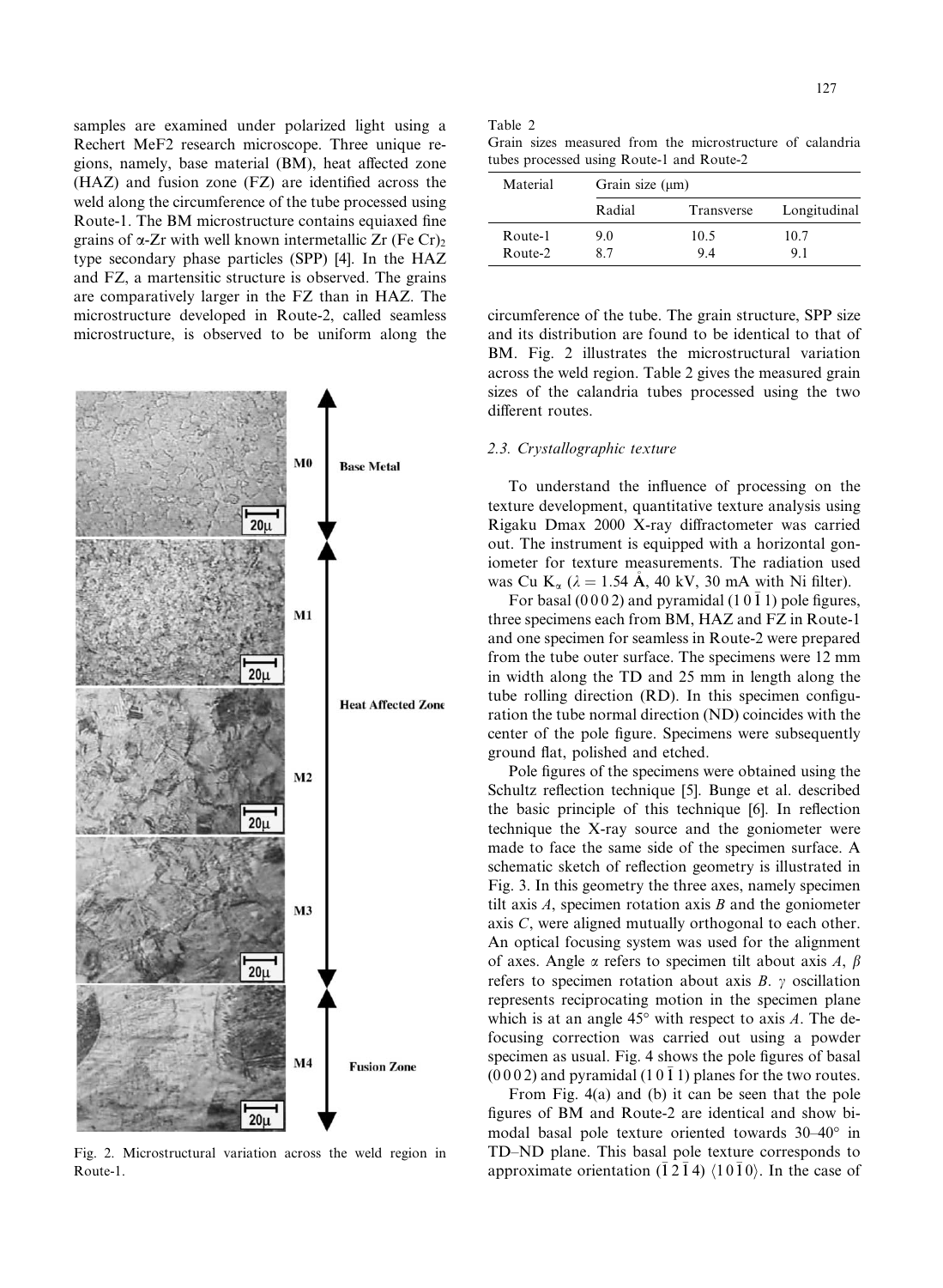samples are examined under polarized light using a Rechert MeF2 research microscope. Three unique regions, namely, base material (BM), heat affected zone (HAZ) and fusion zone (FZ) are identified across the weld along the circumference of the tube processed using Route-1. The BM microstructure contains equiaxed fine grains of α-Zr with well known intermetallic $Zr(Fe\,Cr)_2$ type secondary phase particles (SPP) [4]. In the HAZ and FZ, a martensitic structure is observed. The grains are comparatively larger in the FZ than in HAZ. The microstructure developed in Route-2, called seamless microstructure, is observed to be uniform along the circumference of the tube. The grain structure, SPP size and its distribution are found to be identical to that of BM. Fig. 2 illustrates the microstructural variation across the weld region. Table 2 gives the measured grain sizes of the calandria tubes processed using the two different routes.

Fig. 2. Microstructural variation across the weld region in Route-1.

Table 2
Grain sizes measured from the microstructure of calandria tubes processed using Route-1 and Route-2

| Material | Grain size (μm) | | |
|---|---|---|---|
| | Radial | Transverse | Longitudinal |
| Route-1 | 9.0 | 10.5 | 10.7 |
| Route-2 | 8.7 | 9.4 | 9.1 |

### 2.3. Crystallographic texture

To understand the influence of processing on the texture development, quantitative texture analysis using Rigaku Dmax 2000 X-ray diffractometer was carried out. The instrument is equipped with a horizontal goniometer for texture measurements. The radiation used was Cu $K_\alpha$ ($\lambda = 1.54$ Å, 40 kV, 30 mA with Ni filter).

For basal (0 0 0 2) and pyramidal $(1\,0\,\bar{1}\,1)$ pole figures, three specimens each from BM, HAZ and FZ in Route-1 and one specimen for seamless in Route-2 were prepared from the tube outer surface. The specimens were 12 mm in width along the TD and 25 mm in length along the tube rolling direction (RD). In this specimen configuration the tube normal direction (ND) coincides with the center of the pole figure. Specimens were subsequently ground flat, polished and etched.

Pole figures of the specimens were obtained using the Schultz reflection technique [5]. Bunge et al. described the basic principle of this technique [6]. In reflection technique the X-ray source and the goniometer were made to face the same side of the specimen surface. A schematic sketch of reflection geometry is illustrated in Fig. 3. In this geometry the three axes, namely specimen tilt axis $A$, specimen rotation axis $B$ and the goniometer axis $C$, were aligned mutually orthogonal to each other. An optical focusing system was used for the alignment of axes. Angle $\alpha$ refers to specimen tilt about axis $A$, $\beta$ refers to specimen rotation about axis $B$. $\gamma$ oscillation represents reciprocating motion in the specimen plane which is at an angle 45° with respect to axis $A$. The defocusing correction was carried out using a powder specimen as usual. Fig. 4 shows the pole figures of basal (0 0 0 2) and pyramidal $(1\,0\,\bar{1}\,1)$ planes for the two routes.

From Fig. 4(a) and (b) it can be seen that the pole figures of BM and Route-2 are identical and show bimodal basal pole texture oriented towards 30–40° in TD–ND plane. This basal pole texture corresponds to approximate orientation $(\bar{1}\,2\,\bar{1}\,4)\ \langle 1\,0\,\bar{1}\,0 \rangle$. In the case of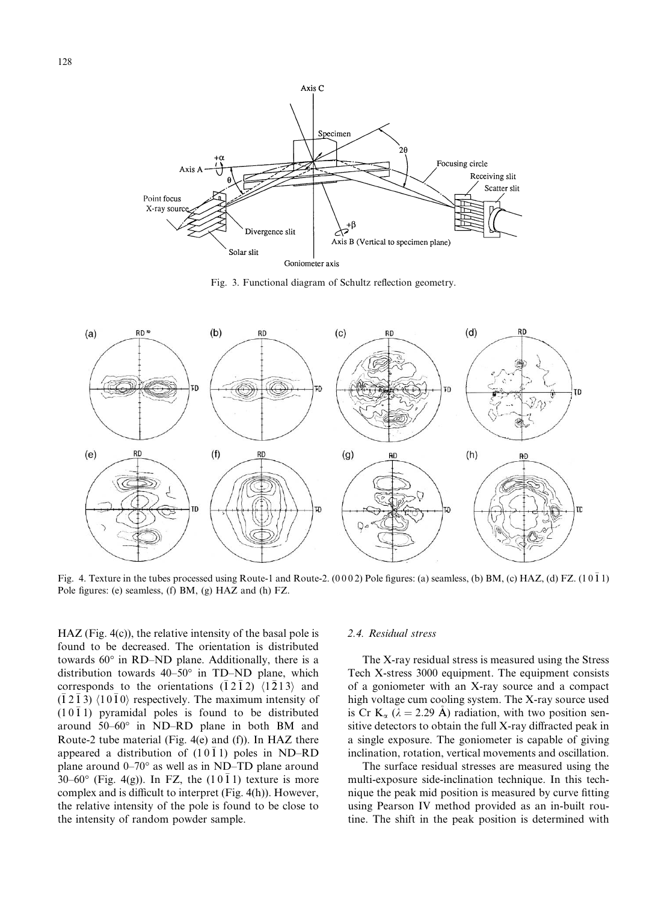Fig. 3. Functional diagram of Schultz reflection geometry.

Fig. 4. Texture in the tubes processed using Route-1 and Route-2. (0 0 0 2) Pole figures: (a) seamless, (b) BM, (c) HAZ, (d) FZ. $(1\,0\,\bar{1}\,1)$ Pole figures: (e) seamless, (f) BM, (g) HAZ and (h) FZ.

HAZ (Fig. 4(c)), the relative intensity of the basal pole is found to be decreased. The orientation is distributed towards 60° in RD–ND plane. Additionally, there is a distribution towards 40–50° in TD–ND plane, which corresponds to the orientations $(\bar{1}\,2\,\bar{1}\,2)$ $\langle 1\,\bar{2}\,1\,3\rangle$ and $(\bar{1}\,2\,\bar{1}\,3)$ $\langle 1\,0\,\bar{1}\,0\rangle$ respectively. The maximum intensity of $(1\,0\,\bar{1}\,1)$ pyramidal poles is found to be distributed around 50–60° in ND–RD plane in both BM and Route-2 tube material (Fig. 4(e) and (f)). In HAZ there appeared a distribution of $(1\,0\,\bar{1}\,1)$ poles in ND–RD plane around 0–70° as well as in ND–TD plane around 30–60° (Fig. 4(g)). In FZ, the $(1\,0\,\bar{1}\,1)$ texture is more complex and is difficult to interpret (Fig. 4(h)). However, the relative intensity of the pole is found to be close to the intensity of random powder sample.

### 2.4. Residual stress

The X-ray residual stress is measured using the Stress Tech X-stress 3000 equipment. The equipment consists of a goniometer with an X-ray source and a compact high voltage cum cooling system. The X-ray source used is Cr $K_\alpha$ ($\lambda = 2.29$ Å) radiation, with two position sensitive detectors to obtain the full X-ray diffracted peak in a single exposure. The goniometer is capable of giving inclination, rotation, vertical movements and oscillation.

The surface residual stresses are measured using the multi-exposure side-inclination technique. In this technique the peak mid position is measured by curve fitting using Pearson IV method provided as an in-built routine. The shift in the peak position is determined with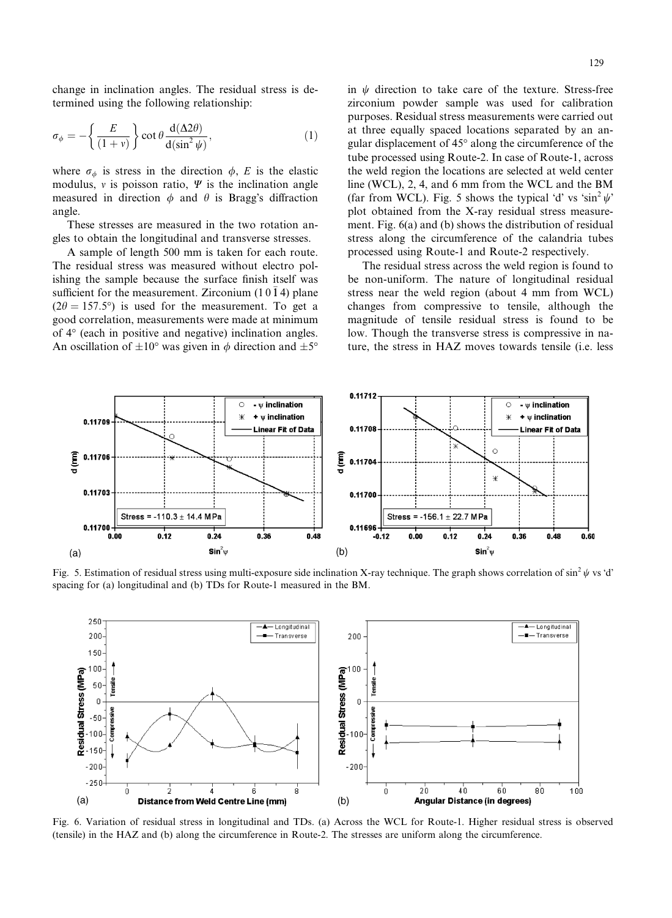change in inclination angles. The residual stress is determined using the following relationship:

$$\sigma_{\phi} = -\left\{\frac{E}{(1+v)}\right\}\cot\theta\frac{d(\Delta 2\theta)}{d(\sin^2\psi)}, \tag{1}$$

where $\sigma_{\phi}$ is stress in the direction $\phi$, $E$ is the elastic modulus, $v$ is poisson ratio, $\Psi$ is the inclination angle measured in direction $\phi$ and $\theta$ is Bragg's diffraction angle.

These stresses are measured in the two rotation angles to obtain the longitudinal and transverse stresses.

A sample of length 500 mm is taken for each route. The residual stress was measured without electro polishing the sample because the surface finish itself was sufficient for the measurement. Zirconium $(1\,0\,\bar{1}\,4)$ plane ($2\theta = 157.5°$) is used for the measurement. To get a good correlation, measurements were made at minimum of 4° (each in positive and negative) inclination angles. An oscillation of $\pm 10°$ was given in $\phi$ direction and $\pm 5°$ in $\psi$ direction to take care of the texture. Stress-free zirconium powder sample was used for calibration purposes. Residual stress measurements were carried out at three equally spaced locations separated by an angular displacement of 45° along the circumference of the tube processed using Route-2. In case of Route-1, across the weld region the locations are selected at weld center line (WCL), 2, 4, and 6 mm from the WCL and the BM (far from WCL). Fig. 5 shows the typical 'd' vs '$\sin^2\psi$' plot obtained from the X-ray residual stress measurement. Fig. 6(a) and (b) shows the distribution of residual stress along the circumference of the calandria tubes processed using Route-1 and Route-2 respectively.

The residual stress across the weld region is found to be non-uniform. The nature of longitudinal residual stress near the weld region (about 4 mm from WCL) changes from compressive to tensile, although the magnitude of tensile residual stress is found to be low. Though the transverse stress is compressive in nature, the stress in HAZ moves towards tensile (i.e. less

Fig. 5. Estimation of residual stress using multi-exposure side inclination X-ray technique. The graph shows correlation of $\sin^2\psi$ vs 'd' spacing for (a) longitudinal and (b) TDs for Route-1 measured in the BM.

Fig. 6. Variation of residual stress in longitudinal and TDs. (a) Across the WCL for Route-1. Higher residual stress is observed (tensile) in the HAZ and (b) along the circumference in Route-2. The stresses are uniform along the circumference.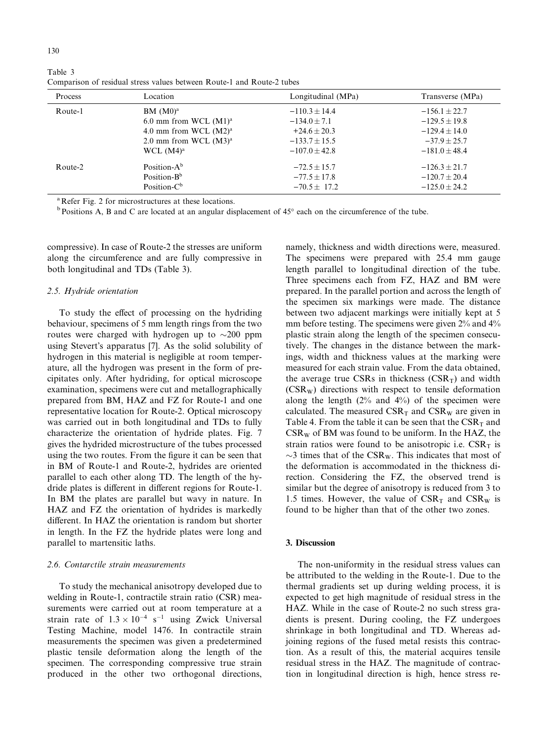Table 3
Comparison of residual stress values between Route-1 and Route-2 tubes

| Process | Location | Longitudinal (MPa) | Transverse (MPa) |
| --- | --- | --- | --- |
| Route-1 | BM (M0)[a] | $-110.3 \pm 14.4$ | $-156.1 \pm 22.7$ |
| | 6.0 mm from WCL (M1)[a] | $-134.0 \pm 7.1$ | $-129.5 \pm 19.8$ |
| | 4.0 mm from WCL (M2)[a] | $+24.6 \pm 20.3$ | $-129.4 \pm 14.0$ |
| | 2.0 mm from WCL (M3)[a] | $-133.7 \pm 15.5$ | $-37.9 \pm 25.7$ |
| | WCL (M4)[a] | $-107.0 \pm 42.8$ | $-181.0 \pm 48.4$ |
| Route-2 | Position-A[b] | $-72.5 \pm 15.7$ | $-126.3 \pm 21.7$ |
| | Position-B[b] | $-77.5 \pm 17.8$ | $-120.7 \pm 20.4$ |
| | Position-C[b] | $-70.5 \pm 17.2$ | $-125.0 \pm 24.2$ |

[a] Refer Fig. 2 for microstructures at these locations.

[b] Positions A, B and C are located at an angular displacement of 45° each on the circumference of the tube.

compressive). In case of Route-2 the stresses are uniform along the circumference and are fully compressive in both longitudinal and TDs (Table 3).

### 2.5. Hydride orientation

To study the effect of processing on the hydriding behaviour, specimens of 5 mm length rings from the two routes were charged with hydrogen up to ~200 ppm using Stevert's apparatus [7]. As the solid solubility of hydrogen in this material is negligible at room temperature, all the hydrogen was present in the form of precipitates only. After hydriding, for optical microscope examination, specimens were cut and metallographically prepared from BM, HAZ and FZ for Route-1 and one representative location for Route-2. Optical microscopy was carried out in both longitudinal and TDs to fully characterize the orientation of hydride plates. Fig. 7 gives the hydrided microstructure of the tubes processed using the two routes. From the figure it can be seen that in BM of Route-1 and Route-2, hydrides are oriented parallel to each other along TD. The length of the hydride plates is different in different regions for Route-1. In BM the plates are parallel but wavy in nature. In HAZ and FZ the orientation of hydrides is markedly different. In HAZ the orientation is random but shorter in length. In the FZ the hydride plates were long and parallel to martensitic laths.

### 2.6. Contarctile strain measurements

To study the mechanical anisotropy developed due to welding in Route-1, contractile strain ratio (CSR) measurements were carried out at room temperature at a strain rate of $1.3 \times 10^{-4}$ $s^{-1}$ using Zwick Universal Testing Machine, model 1476. In contractile strain measurements the specimen was given a predetermined plastic tensile deformation along the length of the specimen. The corresponding compressive true strain produced in the other two orthogonal directions, namely, thickness and width directions were, measured. The specimens were prepared with 25.4 mm gauge length parallel to longitudinal direction of the tube. Three specimens each from FZ, HAZ and BM were prepared. In the parallel portion and across the length of the specimen six markings were made. The distance between two adjacent markings were initially kept at 5 mm before testing. The specimens were given 2% and 4% plastic strain along the length of the specimen consecutively. The changes in the distance between the markings, width and thickness values at the marking were measured for each strain value. From the data obtained, the average true CSRs in thickness ($CSR_T$) and width ($CSR_W$) directions with respect to tensile deformation along the length (2% and 4%) of the specimen were calculated. The measured $CSR_T$ and $CSR_W$ are given in Table 4. From the table it can be seen that the $CSR_T$ and $CSR_W$ of BM was found to be uniform. In the HAZ, the strain ratios were found to be anisotropic i.e. $CSR_T$ is ~3 times that of the $CSR_W$. This indicates that most of the deformation is accommodated in the thickness direction. Considering the FZ, the observed trend is similar but the degree of anisotropy is reduced from 3 to 1.5 times. However, the value of $CSR_T$ and $CSR_W$ is found to be higher than that of the other two zones.

## 3. Discussion

The non-uniformity in the residual stress values can be attributed to the welding in the Route-1. Due to the thermal gradients set up during welding process, it is expected to get high magnitude of residual stress in the HAZ. While in the case of Route-2 no such stress gradients is present. During cooling, the FZ undergoes shrinkage in both longitudinal and TD. Whereas adjoining regions of the fused metal resists this contraction. As a result of this, the material acquires tensile residual stress in the HAZ. The magnitude of contraction in longitudinal direction is high, hence stress re-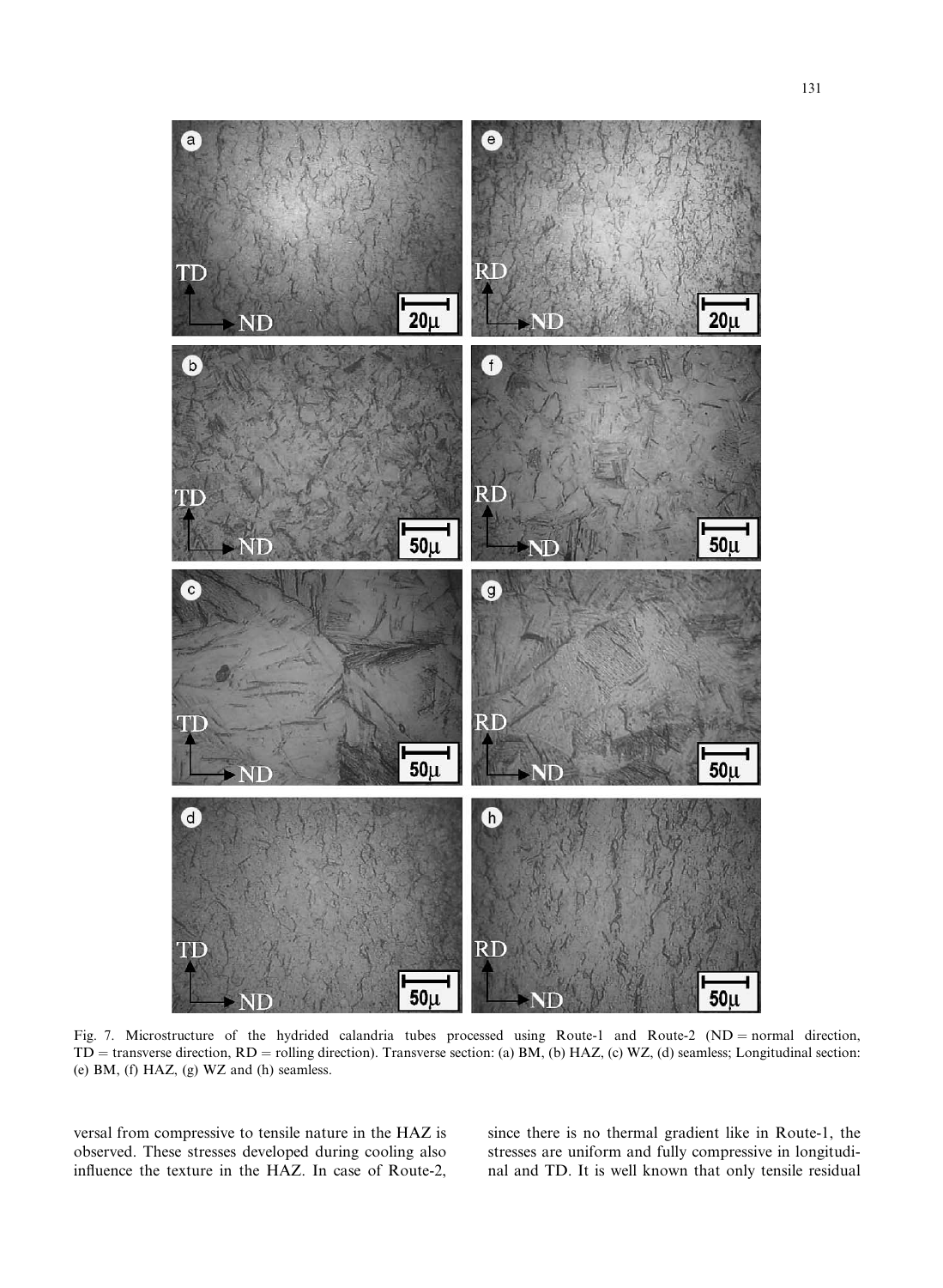Fig. 7. Microstructure of the hydrided calandria tubes processed using Route-1 and Route-2 (ND = normal direction, TD = transverse direction, RD = rolling direction). Transverse section: (a) BM, (b) HAZ, (c) WZ, (d) seamless; Longitudinal section: (e) BM, (f) HAZ, (g) WZ and (h) seamless.

versal from compressive to tensile nature in the HAZ is observed. These stresses developed during cooling also influence the texture in the HAZ. In case of Route-2, since there is no thermal gradient like in Route-1, the stresses are uniform and fully compressive in longitudinal and TD. It is well known that only tensile residual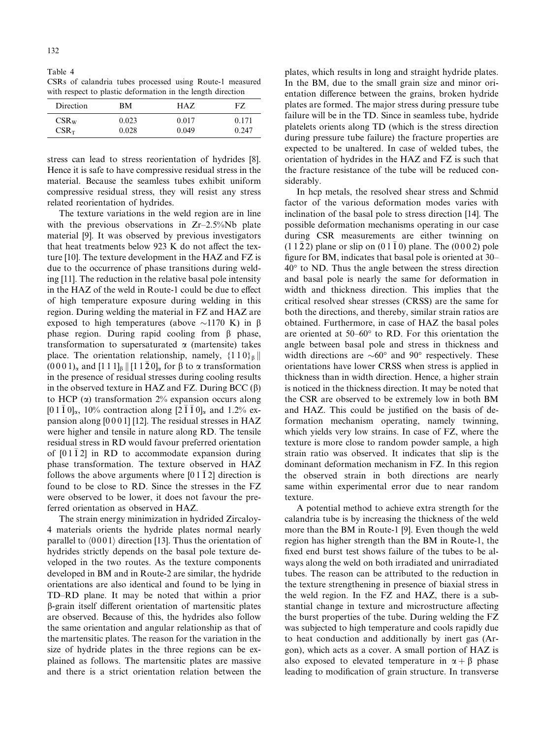Table 4
CSRs of calandria tubes processed using Route-1 measured with respect to plastic deformation in the length direction

| Direction | BM | HAZ | FZ |
|---|---|---|---|
| $CSR_W$ | 0.023 | 0.017 | 0.171 |
| $CSR_T$ | 0.028 | 0.049 | 0.247 |

stress can lead to stress reorientation of hydrides [8]. Hence it is safe to have compressive residual stress in the material. Because the seamless tubes exhibit uniform compressive residual stress, they will resist any stress related reorientation of hydrides.

The texture variations in the weld region are in line with the previous observations in Zr–2.5%Nb plate material [9]. It was observed by previous investigators that heat treatments below 923 K do not affect the texture [10]. The texture development in the HAZ and FZ is due to the occurrence of phase transitions during welding [11]. The reduction in the relative basal pole intensity in the HAZ of the weld in Route-1 could be due to effect of high temperature exposure during welding in this region. During welding the material in FZ and HAZ are exposed to high temperatures (above ~1170 K) in β phase region. During rapid cooling from β phase, transformation to supersaturated α (martensite) takes place. The orientation relationship, namely, $\{1\,1\,0\}_\beta \parallel (0\,0\,0\,1)_\alpha$ and $[1\,1\,1]_\beta \parallel [1\,1\,\bar{2}\,0]_\alpha$ for β to α transformation in the presence of residual stresses during cooling results in the observed texture in HAZ and FZ. During BCC (β) to HCP (α) transformation 2% expansion occurs along $[0\,1\,\bar{1}\,0]_\alpha$, 10% contraction along $[2\,\bar{1}\,\bar{1}\,0]_\alpha$ and 1.2% expansion along $[0\,0\,0\,1]$ [12]. The residual stresses in HAZ were higher and tensile in nature along RD. The tensile residual stress in RD would favour preferred orientation of $[0\,1\,\bar{1}\,2]$ in RD to accommodate expansion during phase transformation. The texture observed in HAZ follows the above arguments where $[0\,1\,\bar{1}\,2]$ direction is found to be close to RD. Since the stresses in the FZ were observed to be lower, it does not favour the preferred orientation as observed in HAZ.

The strain energy minimization in hydrided Zircaloy-4 materials orients the hydride plates normal nearly parallel to $\langle 0\,0\,0\,1 \rangle$ direction [13]. Thus the orientation of hydrides strictly depends on the basal pole texture developed in the two routes. As the texture components developed in BM and in Route-2 are similar, the hydride orientations are also identical and found to be lying in TD–RD plane. It may be noted that within a prior β-grain itself different orientation of martensitic plates are observed. Because of this, the hydrides also follow the same orientation and angular relationship as that of the martensitic plates. The reason for the variation in the size of hydride plates in the three regions can be explained as follows. The martensitic plates are massive and there is a strict orientation relation between the plates, which results in long and straight hydride plates. In the BM, due to the small grain size and minor orientation difference between the grains, broken hydride plates are formed. The major stress during pressure tube failure will be in the TD. Since in seamless tube, hydride platelets orients along TD (which is the stress direction during pressure tube failure) the fracture properties are expected to be unaltered. In case of welded tubes, the orientation of hydrides in the HAZ and FZ is such that the fracture resistance of the tube will be reduced considerably.

In hcp metals, the resolved shear stress and Schmid factor of the various deformation modes varies with inclination of the basal pole to stress direction [14]. The possible deformation mechanisms operating in our case during CSR measurements are either twinning on $(1\,1\,\bar{2}\,2)$ plane or slip on $(0\,1\,\bar{1}\,0)$ plane. The $(0\,0\,0\,2)$ pole figure for BM, indicates that basal pole is oriented at 30–40° to ND. Thus the angle between the stress direction and basal pole is nearly the same for deformation in width and thickness direction. This implies that the critical resolved shear stresses (CRSS) are the same for both the directions, and thereby, similar strain ratios are obtained. Furthermore, in case of HAZ the basal poles are oriented at 50–60° to RD. For this orientation the angle between basal pole and stress in thickness and width directions are ~60° and 90° respectively. These orientations have lower CRSS when stress is applied in thickness than in width direction. Hence, a higher strain is noticed in the thickness direction. It may be noted that the CSR are observed to be extremely low in both BM and HAZ. This could be justified on the basis of deformation mechanism operating, namely twinning, which yields very low strains. In case of FZ, where the texture is more close to random powder sample, a high strain ratio was observed. It indicates that slip is the dominant deformation mechanism in FZ. In this region the observed strain in both directions are nearly same within experimental error due to near random texture.

A potential method to achieve extra strength for the calandria tube is by increasing the thickness of the weld more than the BM in Route-1 [9]. Even though the weld region has higher strength than the BM in Route-1, the fixed end burst test shows failure of the tubes to be always along the weld on both irradiated and unirradiated tubes. The reason can be attributed to the reduction in the texture strengthening in presence of biaxial stress in the weld region. In the FZ and HAZ, there is a substantial change in texture and microstructure affecting the burst properties of the tube. During welding the FZ was subjected to high temperature and cools rapidly due to heat conduction and additionally by inert gas (Argon), which acts as a cover. A small portion of HAZ is also exposed to elevated temperature in α + β phase leading to modification of grain structure. In transverse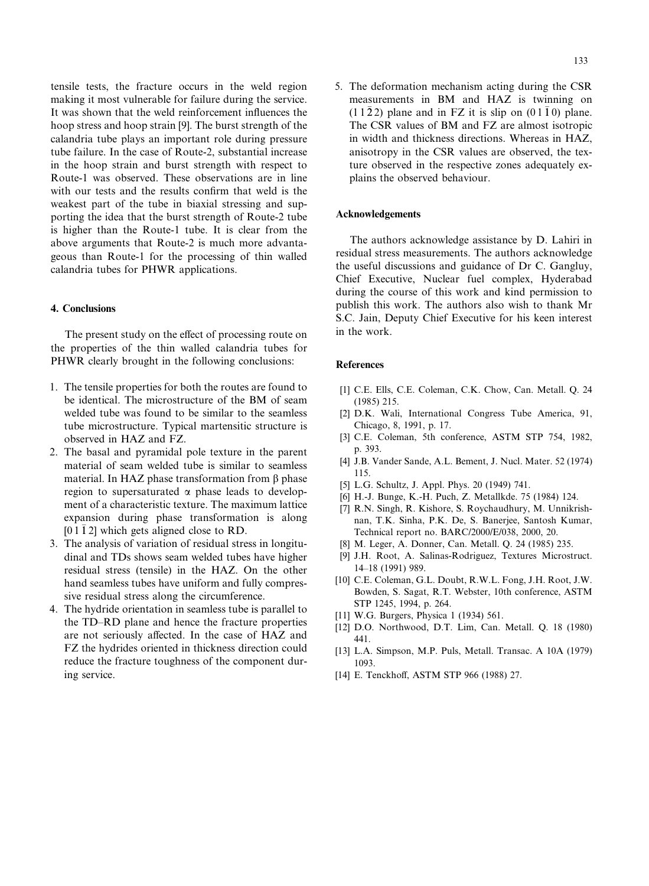tensile tests, the fracture occurs in the weld region making it most vulnerable for failure during the service. It was shown that the weld reinforcement influences the hoop stress and hoop strain [9]. The burst strength of the calandria tube plays an important role during pressure tube failure. In the case of Route-2, substantial increase in the hoop strain and burst strength with respect to Route-1 was observed. These observations are in line with our tests and the results confirm that weld is the weakest part of the tube in biaxial stressing and supporting the idea that the burst strength of Route-2 tube is higher than the Route-1 tube. It is clear from the above arguments that Route-2 is much more advantageous than Route-1 for the processing of thin walled calandria tubes for PHWR applications.

## 4. Conclusions

The present study on the effect of processing route on the properties of the thin walled calandria tubes for PHWR clearly brought in the following conclusions:

1. The tensile properties for both the routes are found to be identical. The microstructure of the BM of seam welded tube was found to be similar to the seamless tube microstructure. Typical martensitic structure is observed in HAZ and FZ.
2. The basal and pyramidal pole texture in the parent material of seam welded tube is similar to seamless material. In HAZ phase transformation from $\beta$ phase region to supersaturated $\alpha$ phase leads to development of a characteristic texture. The maximum lattice expansion during phase transformation is along $[01\bar{1}2]$ which gets aligned close to RD.
3. The analysis of variation of residual stress in longitudinal and TDs shows seam welded tubes have higher residual stress (tensile) in the HAZ. On the other hand seamless tubes have uniform and fully compressive residual stress along the circumference.
4. The hydride orientation in seamless tube is parallel to the TD–RD plane and hence the fracture properties are not seriously affected. In the case of HAZ and FZ the hydrides oriented in thickness direction could reduce the fracture toughness of the component during service.
5. The deformation mechanism acting during the CSR measurements in BM and HAZ is twinning on $(11\bar{2}2)$ plane and in FZ it is slip on $(01\bar{1}0)$ plane. The CSR values of BM and FZ are almost isotropic in width and thickness directions. Whereas in HAZ, anisotropy in the CSR values are observed, the texture observed in the respective zones adequately explains the observed behaviour.

## Acknowledgements

The authors acknowledge assistance by D. Lahiri in residual stress measurements. The authors acknowledge the useful discussions and guidance of Dr C. Ganguly, Chief Executive, Nuclear fuel complex, Hyderabad during the course of this work and kind permission to publish this work. The authors also wish to thank Mr S.C. Jain, Deputy Chief Executive for his keen interest in the work.

## References

[1] C.E. Ells, C.E. Coleman, C.K. Chow, Can. Metall. Q. 24 (1985) 215.

[2] D.K. Wali, International Congress Tube America, 91, Chicago, 8, 1991, p. 17.

[3] C.E. Coleman, 5th conference, ASTM STP 754, 1982, p. 393.

[4] J.B. Vander Sande, A.L. Bement, J. Nucl. Mater. 52 (1974) 115.

[5] L.G. Schultz, J. Appl. Phys. 20 (1949) 741.

[6] H.-J. Bunge, K.-H. Puch, Z. Metallkde. 75 (1984) 124.

[7] R.N. Singh, R. Kishore, S. Roychaudhury, M. Unnikrishnan, T.K. Sinha, P.K. De, S. Banerjee, Santosh Kumar, Technical report no. BARC/2000/E/038, 2000, 20.

[8] M. Leger, A. Donner, Can. Metall. Q. 24 (1985) 235.

[9] J.H. Root, A. Salinas-Rodriguez, Textures Microstruct. 14–18 (1991) 989.

[10] C.E. Coleman, G.L. Doubt, R.W.L. Fong, J.H. Root, J.W. Bowden, S. Sagat, R.T. Webster, 10th conference, ASTM STP 1245, 1994, p. 264.

[11] W.G. Burgers, Physica 1 (1934) 561.

[12] D.O. Northwood, D.T. Lim, Can. Metall. Q. 18 (1980) 441.

[13] L.A. Simpson, M.P. Puls, Metall. Transac. A 10A (1979) 1093.

[14] E. Tenckhoff, ASTM STP 966 (1988) 27.